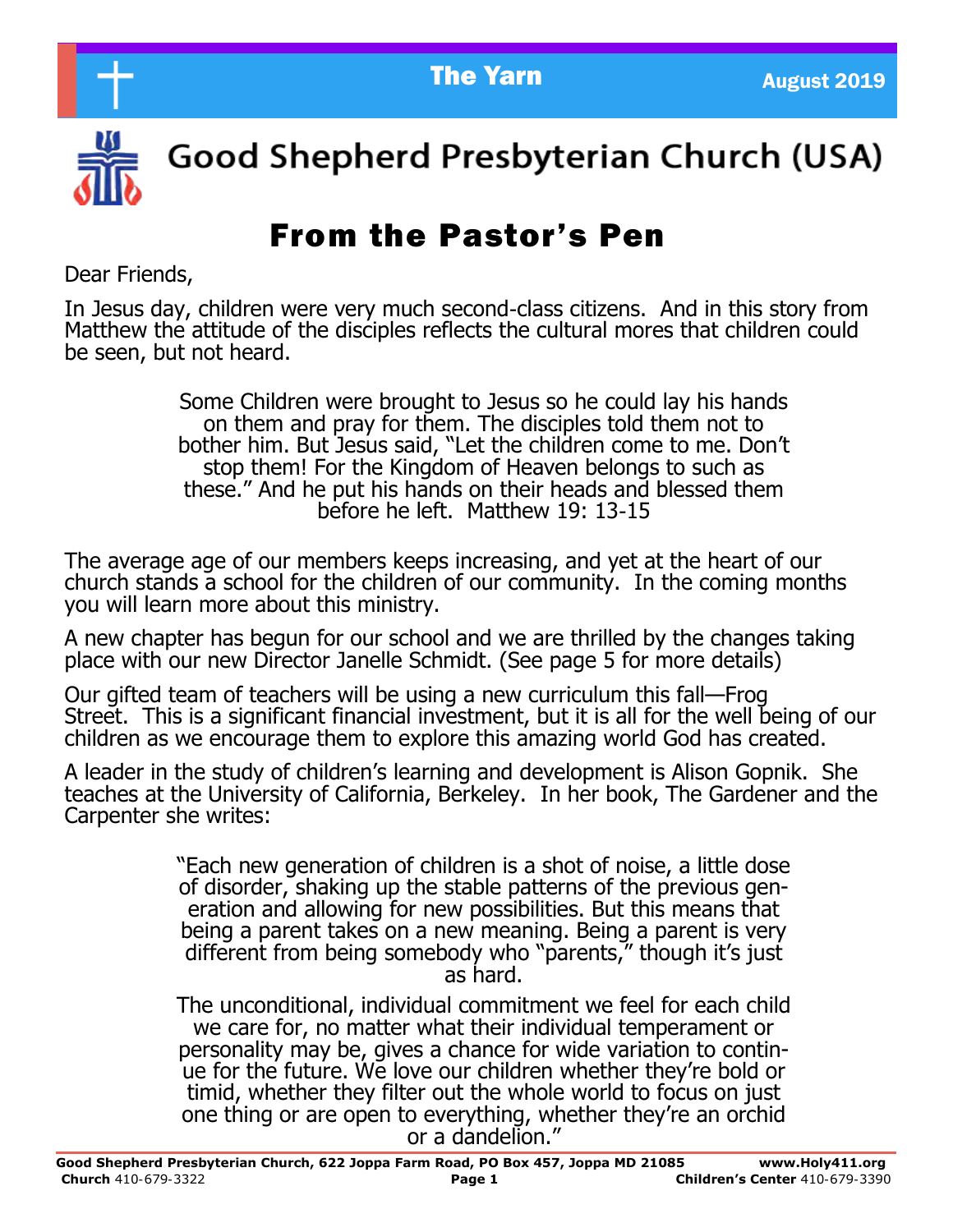# The Yarn

August 2019

# Good Shepherd Presbyterian Church (USA)

## From the Pastor's Pen

Dear Friends,

In Jesus day, children were very much second-class citizens. And in this story from Matthew the attitude of the disciples reflects the cultural mores that children could be seen, but not heard.

> Some Children were brought to Jesus so he could lay his hands on them and pray for them. The disciples told them not to bother him. But Jesus said, "Let the children come to me. Don't stop them! For the Kingdom of Heaven belongs to such as these." And he put his hands on their heads and blessed them before he left. Matthew 19: 13-15

The average age of our members keeps increasing, and yet at the heart of our church stands a school for the children of our community. In the coming months you will learn more about this ministry.

A new chapter has begun for our school and we are thrilled by the changes taking place with our new Director Janelle Schmidt. (See page 5 for more details)

Our gifted team of teachers will be using a new curriculum this fall—Frog Street. This is a significant financial investment, but it is all for the well being of our children as we encourage them to explore this amazing world God has created.

A leader in the study of children's learning and development is Alison Gopnik. She teaches at the University of California, Berkeley. In her book, The Gardener and the Carpenter she writes:

> "Each new generation of children is a shot of noise, a little dose of disorder, shaking up the stable patterns of the previous generation and allowing for new possibilities. But this means that being a parent takes on a new meaning. Being a parent is very different from being somebody who "parents," though it's just as hard.
>
> The unconditional, individual commitment we feel for each child we care for, no matter what their individual temperament or personality may be, gives a chance for wide variation to continue for the future. We love our children whether they're bold or timid, whether they filter out the whole world to focus on just one thing or are open to everything, whether they're an orchid or a dandelion."

**Good Shepherd Presbyterian Church, 622 Joppa Farm Road, PO Box 457, Joppa MD 21085** **www.Holy411.org**
**Church** 410-679-3322 **Children's Center** 410-679-3390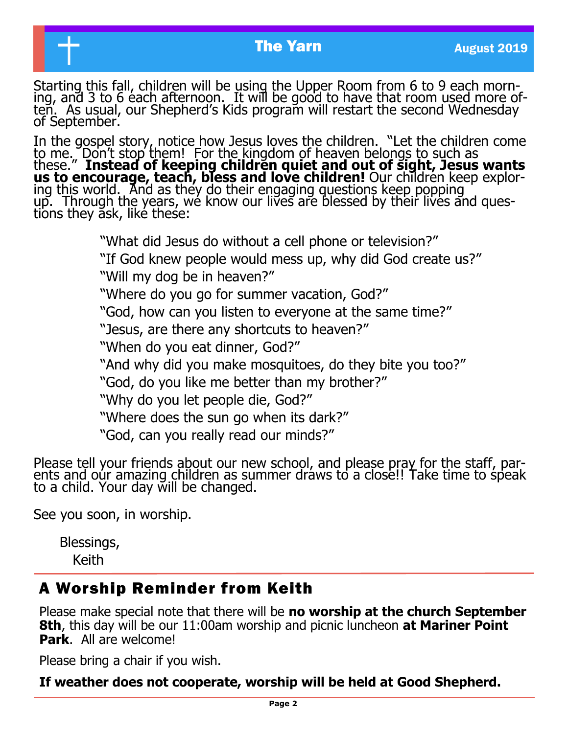Starting this fall, children will be using the Upper Room from 6 to 9 each morning, and 3 to 6 each afternoon. It will be good to have that room used more often. As usual, our Shepherd's Kids program will restart the second Wednesday of September.

In the gospel story, notice how Jesus loves the children. "Let the children come to me. Don't stop them! For the kingdom of heaven belongs to such as these." **Instead of keeping children quiet and out of sight, Jesus wants us to encourage, teach, bless and love children!** Our children keep exploring this world. And as they do their engaging questions keep popping up. Through the years, we know our lives are blessed by their lives and questions they ask, like these:

"What did Jesus do without a cell phone or television?"

"If God knew people would mess up, why did God create us?"

"Will my dog be in heaven?"

"Where do you go for summer vacation, God?"

"God, how can you listen to everyone at the same time?"

"Jesus, are there any shortcuts to heaven?"

"When do you eat dinner, God?"

"And why did you make mosquitoes, do they bite you too?"

"God, do you like me better than my brother?"

"Why do you let people die, God?"

"Where does the sun go when its dark?"

"God, can you really read our minds?"

Please tell your friends about our new school, and please pray for the staff, parents and our amazing children as summer draws to a close!! Take time to speak to a child. Your day will be changed.

See you soon, in worship.

Blessings,
Keith

## A Worship Reminder from Keith

Please make special note that there will be **no worship at the church September 8th**, this day will be our 11:00am worship and picnic luncheon **at Mariner Point Park**. All are welcome!

Please bring a chair if you wish.

**If weather does not cooperate, worship will be held at Good Shepherd.**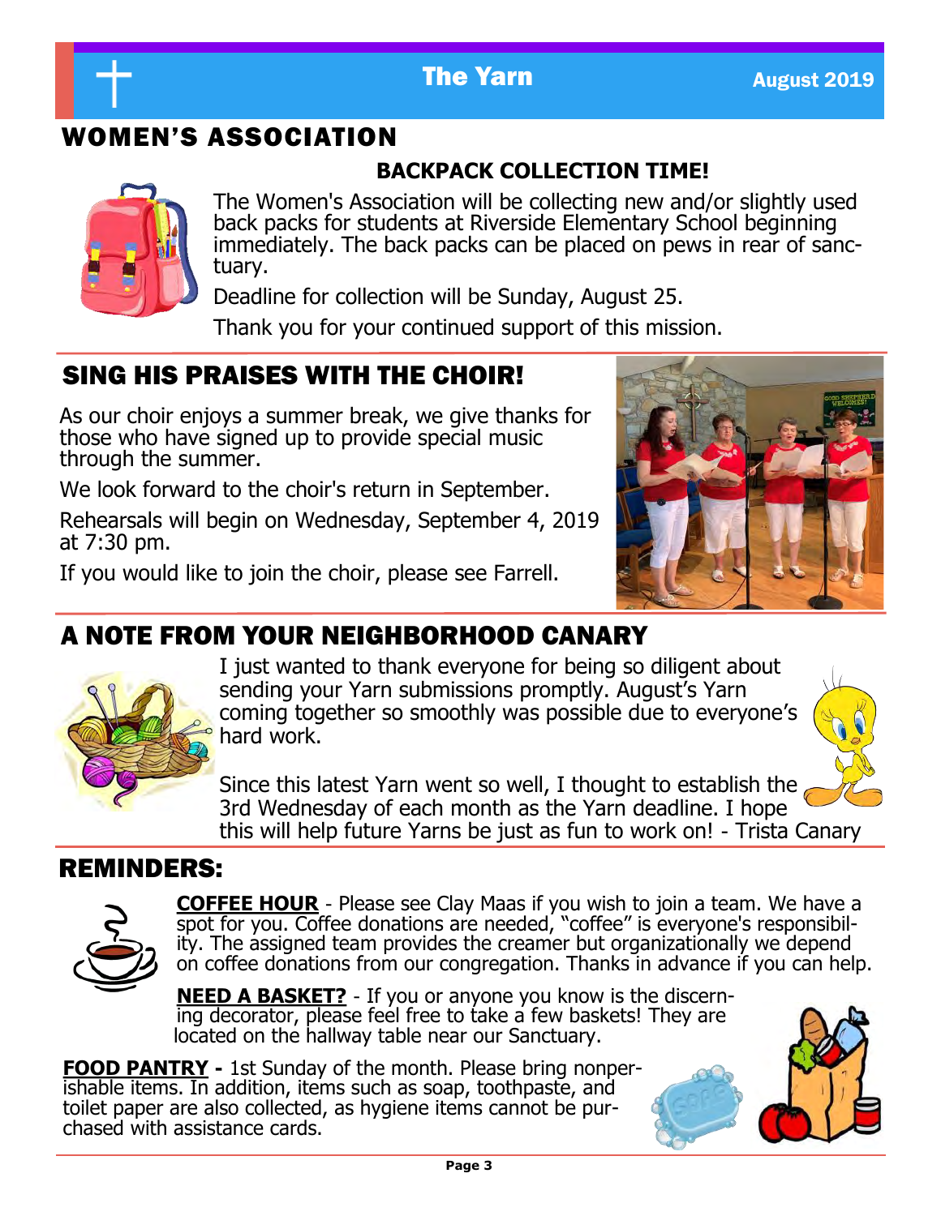## WOMEN'S ASSOCIATION

### BACKPACK COLLECTION TIME!

The Women's Association will be collecting new and/or slightly used back packs for students at Riverside Elementary School beginning immediately. The back packs can be placed on pews in rear of sanctuary.

Deadline for collection will be Sunday, August 25.

Thank you for your continued support of this mission.

## SING HIS PRAISES WITH THE CHOIR!

As our choir enjoys a summer break, we give thanks for those who have signed up to provide special music through the summer.

We look forward to the choir's return in September.

Rehearsals will begin on Wednesday, September 4, 2019 at 7:30 pm.

If you would like to join the choir, please see Farrell.

## A NOTE FROM YOUR NEIGHBORHOOD CANARY

I just wanted to thank everyone for being so diligent about sending your Yarn submissions promptly. August's Yarn coming together so smoothly was possible due to everyone's hard work.

Since this latest Yarn went so well, I thought to establish the 3rd Wednesday of each month as the Yarn deadline. I hope this will help future Yarns be just as fun to work on! - Trista Canary

## REMINDERS:

**COFFEE HOUR** - Please see Clay Maas if you wish to join a team. We have a spot for you. Coffee donations are needed, "coffee" is everyone's responsibility. The assigned team provides the creamer but organizationally we depend on coffee donations from our congregation. Thanks in advance if you can help.

**NEED A BASKET?** - If you or anyone you know is the discerning decorator, please feel free to take a few baskets! They are located on the hallway table near our Sanctuary.

**FOOD PANTRY** - 1st Sunday of the month. Please bring nonperishable items. In addition, items such as soap, toothpaste, and toilet paper are also collected, as hygiene items cannot be purchased with assistance cards.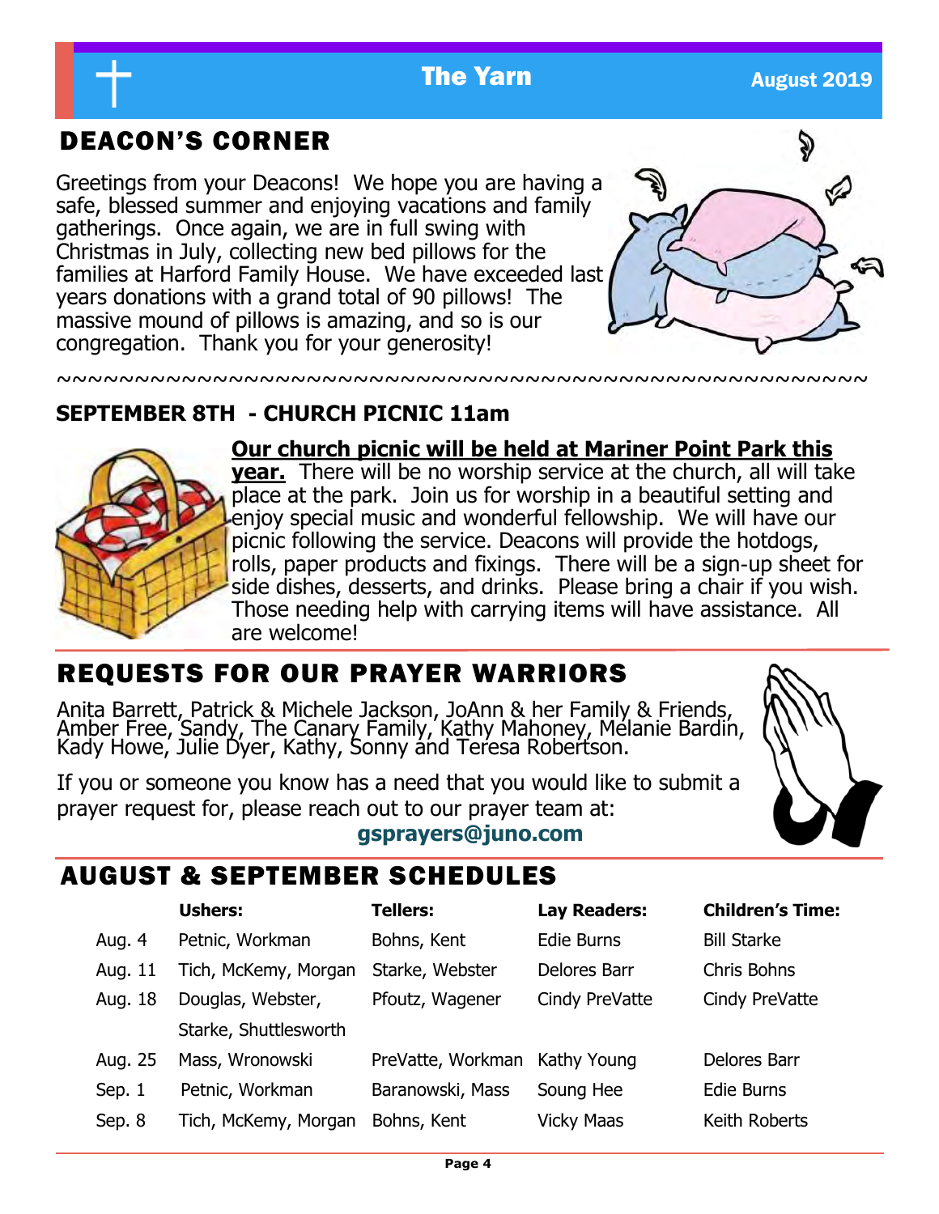# DEACON'S CORNER

Greetings from your Deacons! We hope you are having a safe, blessed summer and enjoying vacations and family gatherings. Once again, we are in full swing with Christmas in July, collecting new bed pillows for the families at Harford Family House. We have exceeded last years donations with a grand total of 90 pillows! The massive mound of pillows is amazing, and so is our congregation. Thank you for your generosity!

~~~~~~~~~~~~~~~~~~~~~~~~~~~~~~~~~~~~~~~~~~~~~~~~~~~~~~~~~

**SEPTEMBER 8TH - CHURCH PICNIC 11am**

**<u>Our church picnic will be held at Mariner Point Park this year.</u>** There will be no worship service at the church, all will take place at the park. Join us for worship in a beautiful setting and enjoy special music and wonderful fellowship. We will have our picnic following the service. Deacons will provide the hotdogs, rolls, paper products and fixings. There will be a sign-up sheet for side dishes, desserts, and drinks. Please bring a chair if you wish. Those needing help with carrying items will have assistance. All are welcome!

# REQUESTS FOR OUR PRAYER WARRIORS

Anita Barrett, Patrick & Michele Jackson, JoAnn & her Family & Friends, Amber Free, Sandy, The Canary Family, Kathy Mahoney, Melanie Bardin, Kady Howe, Julie Dyer, Kathy, Sonny and Teresa Robertson.

If you or someone you know has a need that you would like to submit a prayer request for, please reach out to our prayer team at:

**gsprayers@juno.com**

# AUGUST & SEPTEMBER SCHEDULES

| | Ushers: | Tellers: | Lay Readers: | Children's Time: |
|---|---|---|---|---|
| Aug. 4 | Petnic, Workman | Bohns, Kent | Edie Burns | Bill Starke |
| Aug. 11 | Tich, McKemy, Morgan | Starke, Webster | Delores Barr | Chris Bohns |
| Aug. 18 | Douglas, Webster, Starke, Shuttlesworth | Pfoutz, Wagener | Cindy PreVatte | Cindy PreVatte |
| Aug. 25 | Mass, Wronowski | PreVatte, Workman | Kathy Young | Delores Barr |
| Sep. 1 | Petnic, Workman | Baranowski, Mass | Soung Hee | Edie Burns |
| Sep. 8 | Tich, McKemy, Morgan | Bohns, Kent | Vicky Maas | Keith Roberts |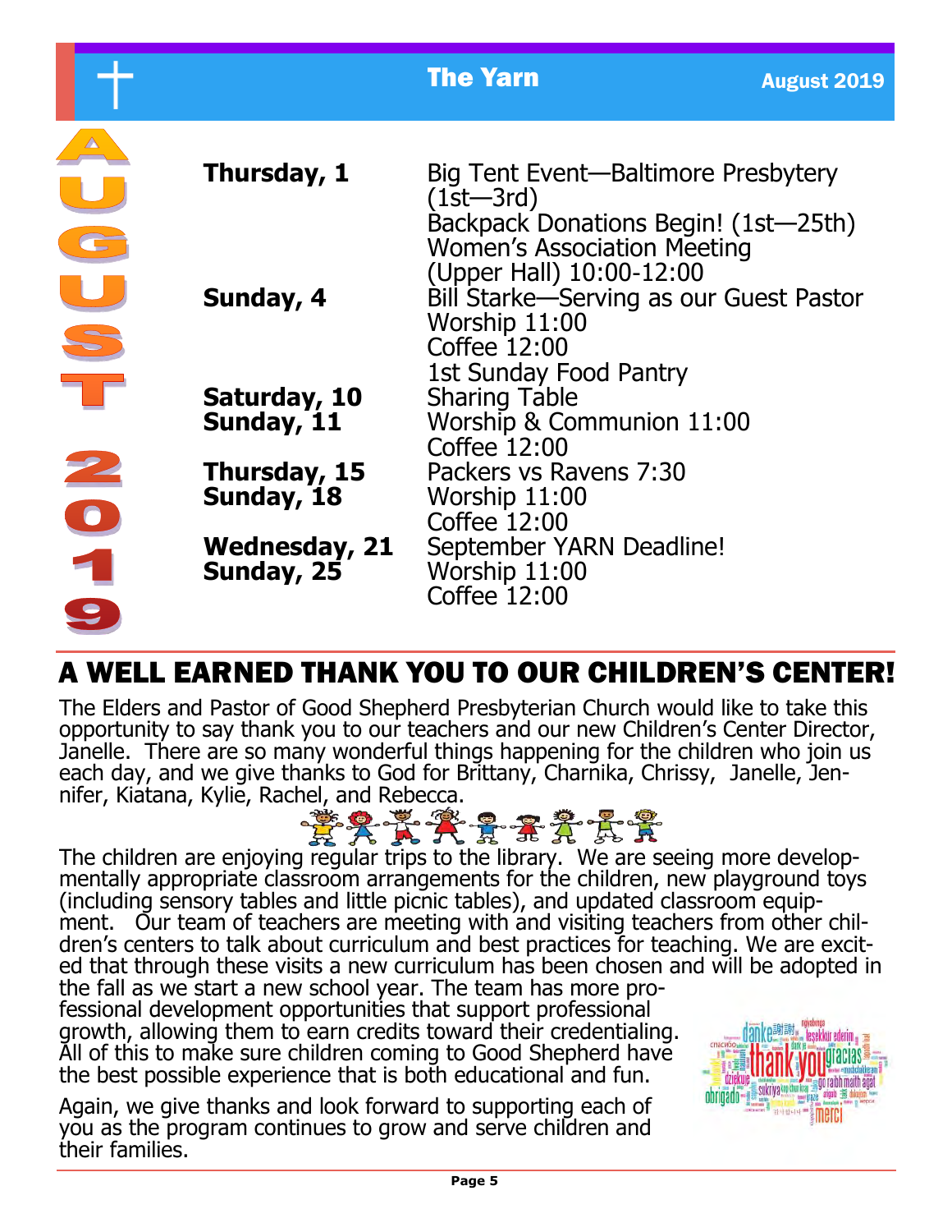## AUGUST 2019

| | |
|---|---|
| **Thursday, 1** | Big Tent Event—Baltimore Presbytery (1st—3rd)<br>Backpack Donations Begin! (1st—25th)<br>Women's Association Meeting (Upper Hall) 10:00-12:00 |
| **Sunday, 4** | Bill Starke—Serving as our Guest Pastor<br>Worship 11:00<br>Coffee 12:00<br>1st Sunday Food Pantry |
| **Saturday, 10** | Sharing Table |
| **Sunday, 11** | Worship & Communion 11:00<br>Coffee 12:00 |
| **Thursday, 15** | Packers vs Ravens 7:30 |
| **Sunday, 18** | Worship 11:00<br>Coffee 12:00 |
| **Wednesday, 21** | September YARN Deadline! |
| **Sunday, 25** | Worship 11:00<br>Coffee 12:00 |

# A WELL EARNED THANK YOU TO OUR CHILDREN'S CENTER!

The Elders and Pastor of Good Shepherd Presbyterian Church would like to take this opportunity to say thank you to our teachers and our new Children's Center Director, Janelle. There are so many wonderful things happening for the children who join us each day, and we give thanks to God for Brittany, Charnika, Chrissy, Janelle, Jennifer, Kiatana, Kylie, Rachel, and Rebecca.

The children are enjoying regular trips to the library. We are seeing more developmentally appropriate classroom arrangements for the children, new playground toys (including sensory tables and little picnic tables), and updated classroom equipment. Our team of teachers are meeting with and visiting teachers from other children's centers to talk about curriculum and best practices for teaching. We are excited that through these visits a new curriculum has been chosen and will be adopted in the fall as we start a new school year. The team has more professional development opportunities that support professional growth, allowing them to earn credits toward their credentialing. All of this to make sure children coming to Good Shepherd have the best possible experience that is both educational and fun.

Again, we give thanks and look forward to supporting each of you as the program continues to grow and serve children and their families.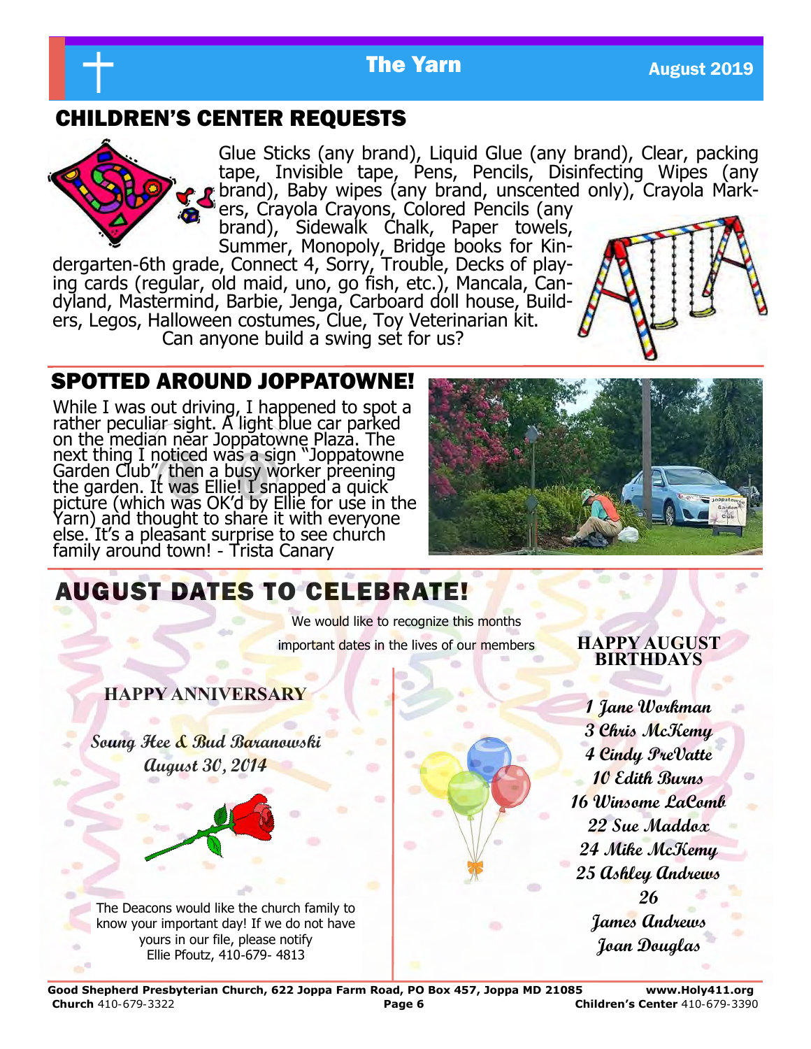## CHILDREN'S CENTER REQUESTS

Glue Sticks (any brand), Liquid Glue (any brand), Clear, packing tape, Invisible tape, Pens, Pencils, Disinfecting Wipes (any brand), Baby wipes (any brand, unscented only), Crayola Markers, Crayola Crayons, Colored Pencils (any brand), Sidewalk Chalk, Paper towels, Summer, Monopoly, Bridge books for Kindergarten-6th grade, Connect 4, Sorry, Trouble, Decks of playing cards (regular, old maid, uno, go fish, etc.), Mancala, Candyland, Mastermind, Barbie, Jenga, Carboard doll house, Builders, Legos, Halloween costumes, Clue, Toy Veterinarian kit.

Can anyone build a swing set for us?

## SPOTTED AROUND JOPPATOWNE!

While I was out driving, I happened to spot a rather peculiar sight. A light blue car parked on the median near Joppatowne Plaza. The next thing I noticed was a sign "Joppatowne Garden Club", then a busy worker preening the garden. It was Ellie! I snapped a quick picture (which was OK'd by Ellie for use in the Yarn) and thought to share it with everyone else. It's a pleasant surprise to see church family around town! - Trista Canary

## AUGUST DATES TO CELEBRATE!

We would like to recognize this months important dates in the lives of our members

### HAPPY ANNIVERSARY

*Soung Hee & Bud Baranowski*
*August 30, 2014*

The Deacons would like the church family to know your important day! If we do not have yours in our file, please notify Ellie Pfoutz, 410-679- 4813

### HAPPY AUGUST BIRTHDAYS

*1 Jane Workman*
*3 Chris McKemy*
*4 Cindy PreVatte*
*10 Edith Burns*
*16 Winsome LaComb*
*22 Sue Maddox*
*24 Mike McKemy*
*25 Ashley Andrews*
*26*
*James Andrews*
*Joan Douglas*

**Good Shepherd Presbyterian Church, 622 Joppa Farm Road, PO Box 457, Joppa MD 21085** **www.Holy411.org**
**Church** 410-679-3322 **Children's Center** 410-679-3390